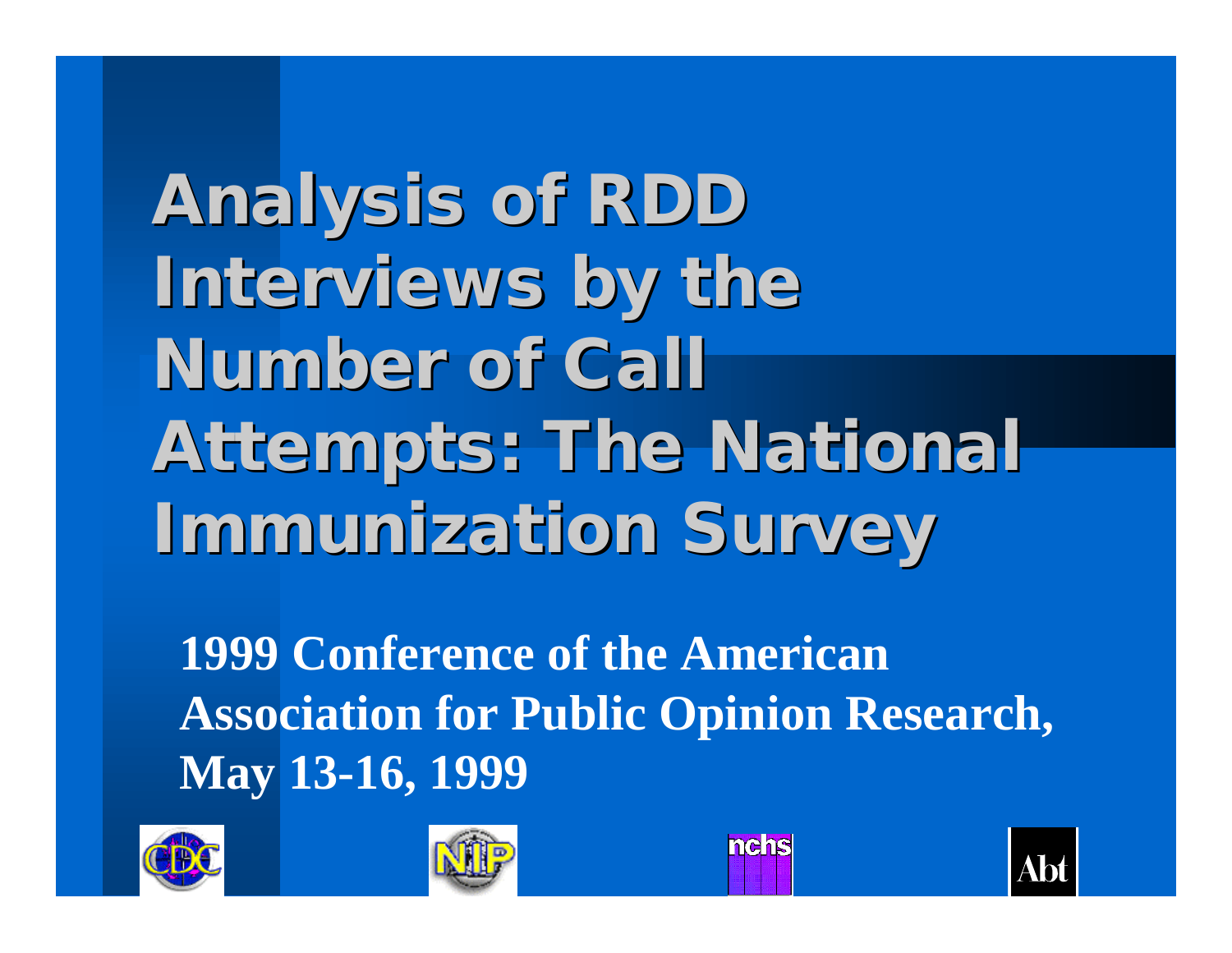# Analysis of RDD Interviews by the Number of Call Attempts: The National Immunization Survey

**1999 Conference of the American Association for Public Opinion Research, May 13-16, 1999**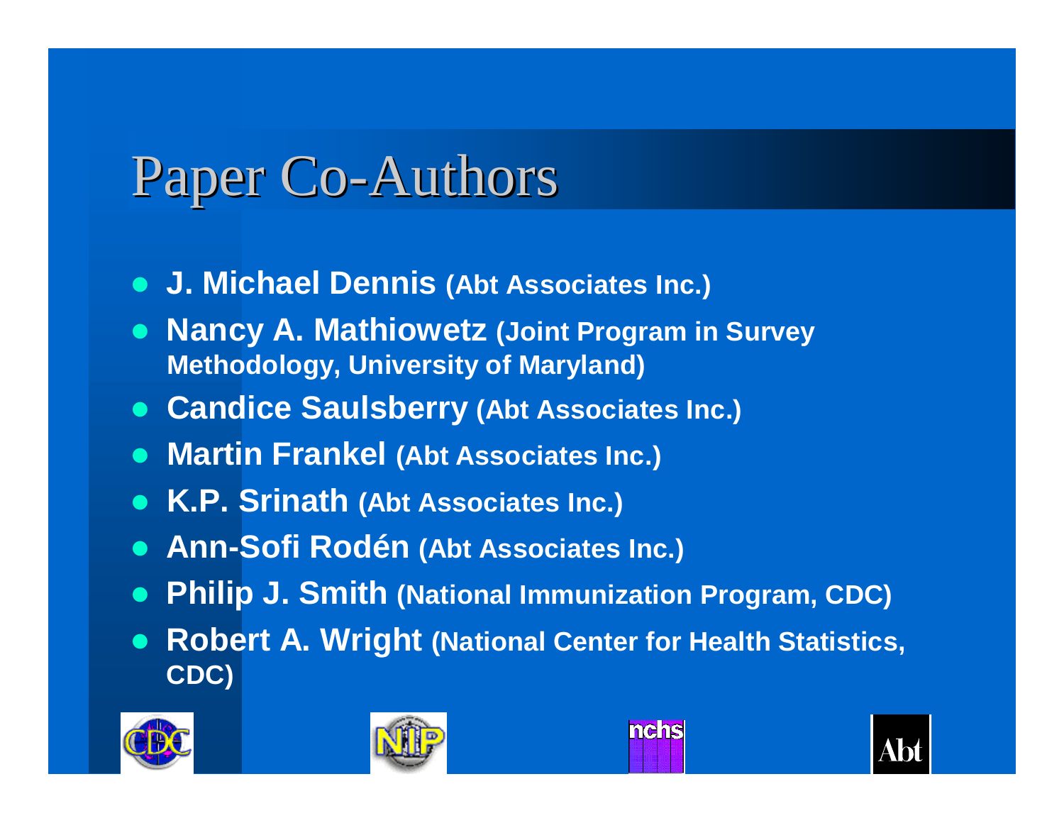# Paper Co-Authors

- **J. Michael Dennis (Abt Associates Inc.)**
- **Nancy A. Mathiowetz (Joint Program in Survey Methodology, University of Maryland)**
- **Candice Saulsberry (Abt Associates Inc.)**
- **Martin Frankel (Abt Associates Inc.)**
- **K.P. Srinath (Abt Associates Inc.)**
- **Ann-Sofi Rodén (Abt Associates Inc.)**
- **Philip J. Smith (National Immunization Program, CDC)**
- **Robert A. Wright (National Center for Health Statistics, CDC)**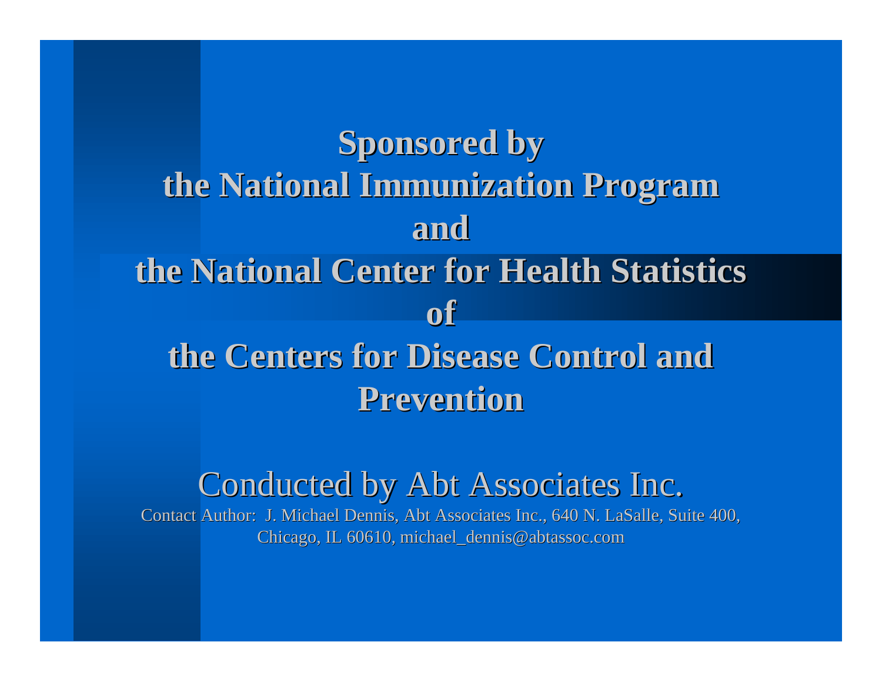**Sponsored by**
**the National Immunization Program**
**and**
**the National Center for Health Statistics**
**of**
**the Centers for Disease Control and Prevention**

Conducted by Abt Associates Inc.

Contact Author: J. Michael Dennis, Abt Associates Inc., 640 N. LaSalle, Suite 400, Chicago, IL 60610, michael_dennis@abtassoc.com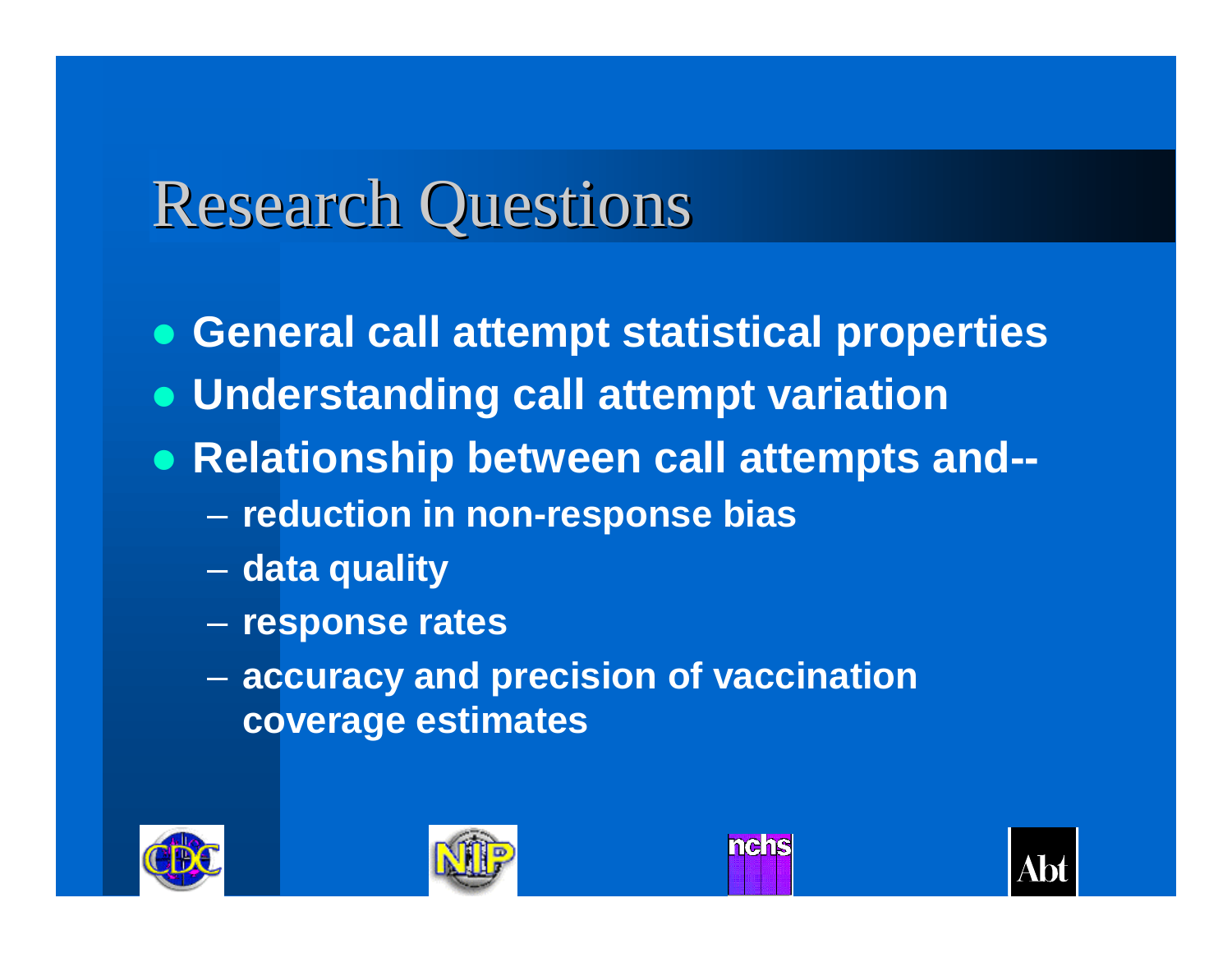# Research Questions

- General call attempt statistical properties
- Understanding call attempt variation
- Relationship between call attempts and--
  - reduction in non-response bias
  - data quality
  - response rates
  - accuracy and precision of vaccination coverage estimates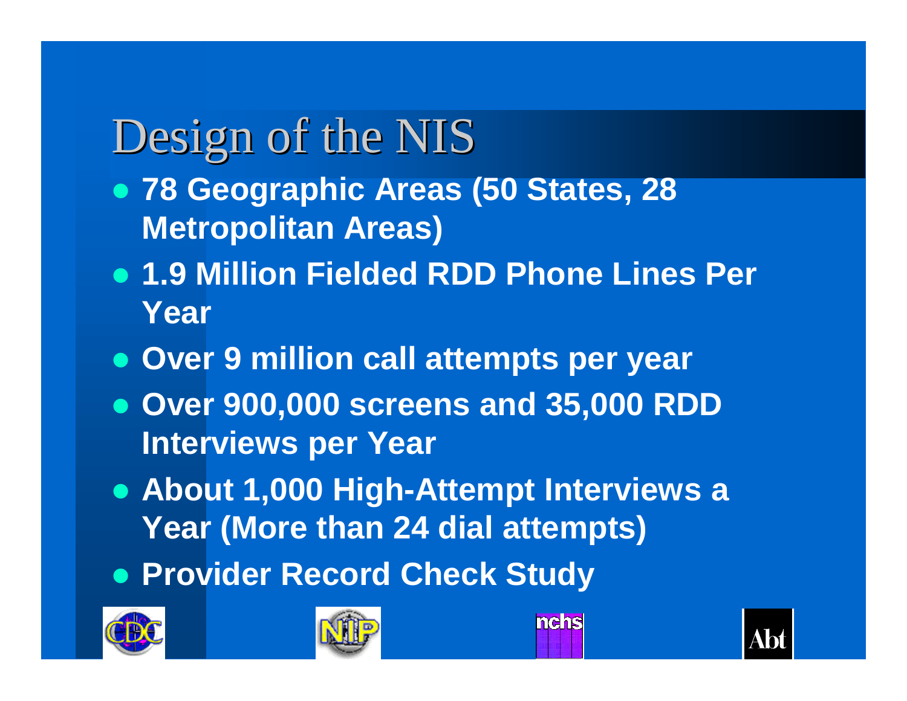# Design of the NIS

- **78 Geographic Areas (50 States, 28 Metropolitan Areas)**
- **1.9 Million Fielded RDD Phone Lines Per Year**
- **Over 9 million call attempts per year**
- **Over 900,000 screens and 35,000 RDD Interviews per Year**
- **About 1,000 High-Attempt Interviews a Year (More than 24 dial attempts)**
- **Provider Record Check Study**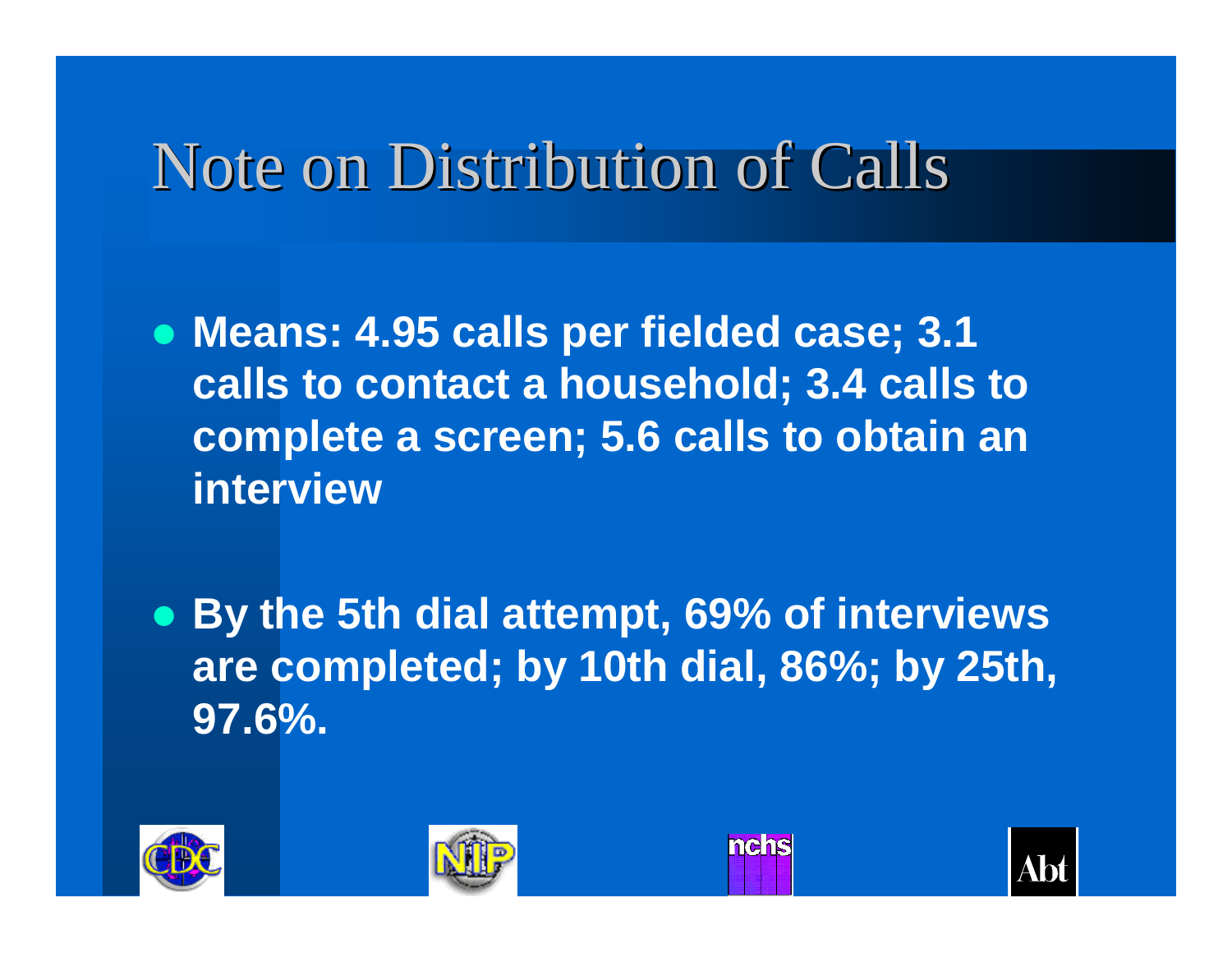# Note on Distribution of Calls

- **Means: 4.95 calls per fielded case; 3.1 calls to contact a household; 3.4 calls to complete a screen; 5.6 calls to obtain an interview**

- **By the 5th dial attempt, 69% of interviews are completed; by 10th dial, 86%; by 25th, 97.6%.**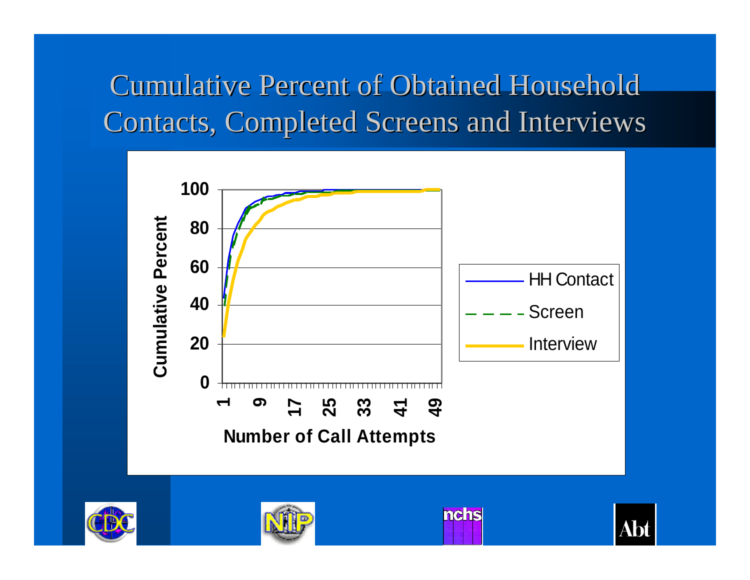# Cumulative Percent of Obtained Household Contacts, Completed Screens and Interviews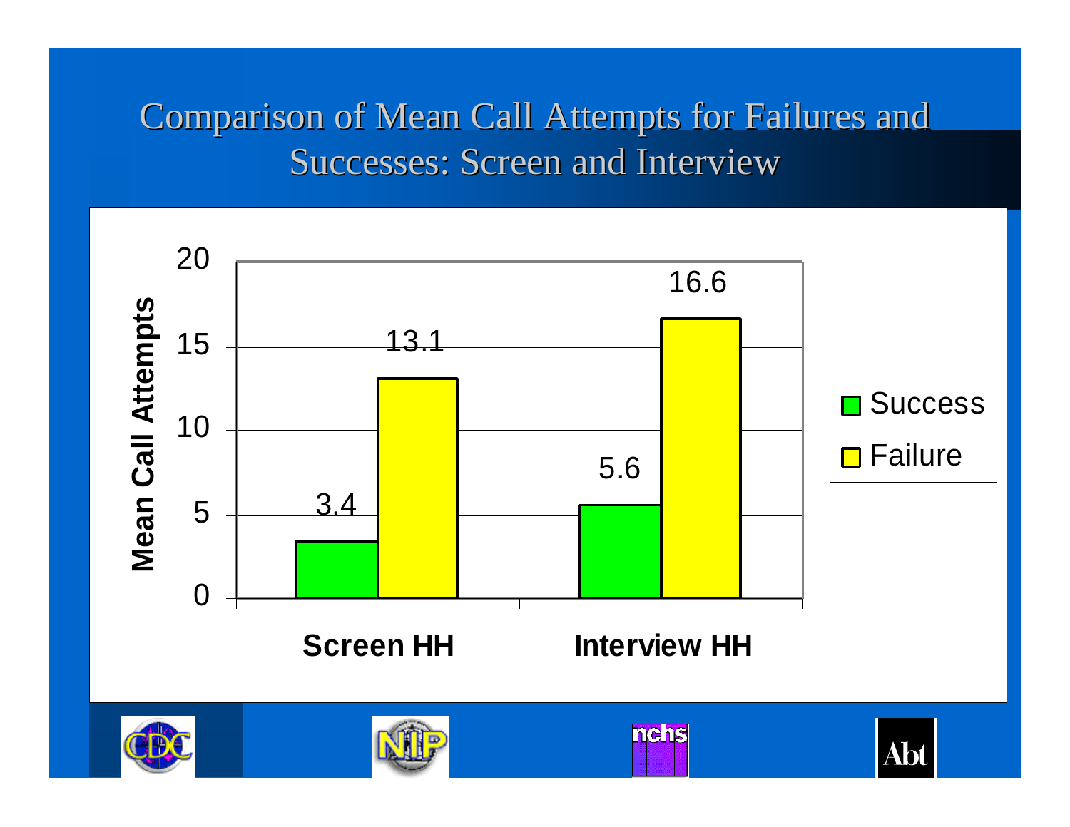# Comparison of Mean Call Attempts for Failures and Successes: Screen and Interview

| | Success | Failure |
|---|---|---|
| Screen HH | 3.4 | 13.1 |
| Interview HH | 5.6 | 16.6 |

Mean Call Attempts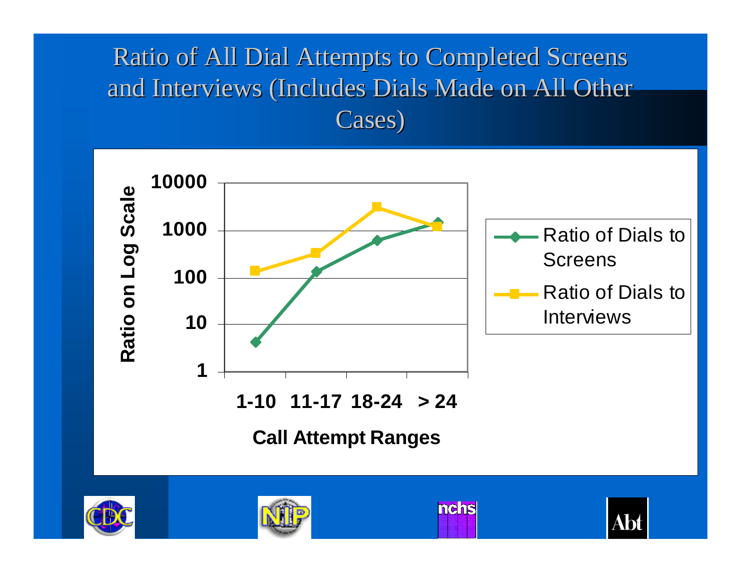# Ratio of All Dial Attempts to Completed Screens and Interviews (Includes Dials Made on All Other Cases)

Ratio on Log Scale

10000
1000
100
10
1

1-10 11-17 18-24 > 24

Call Attempt Ranges

- Ratio of Dials to Screens
- Ratio of Dials to Interviews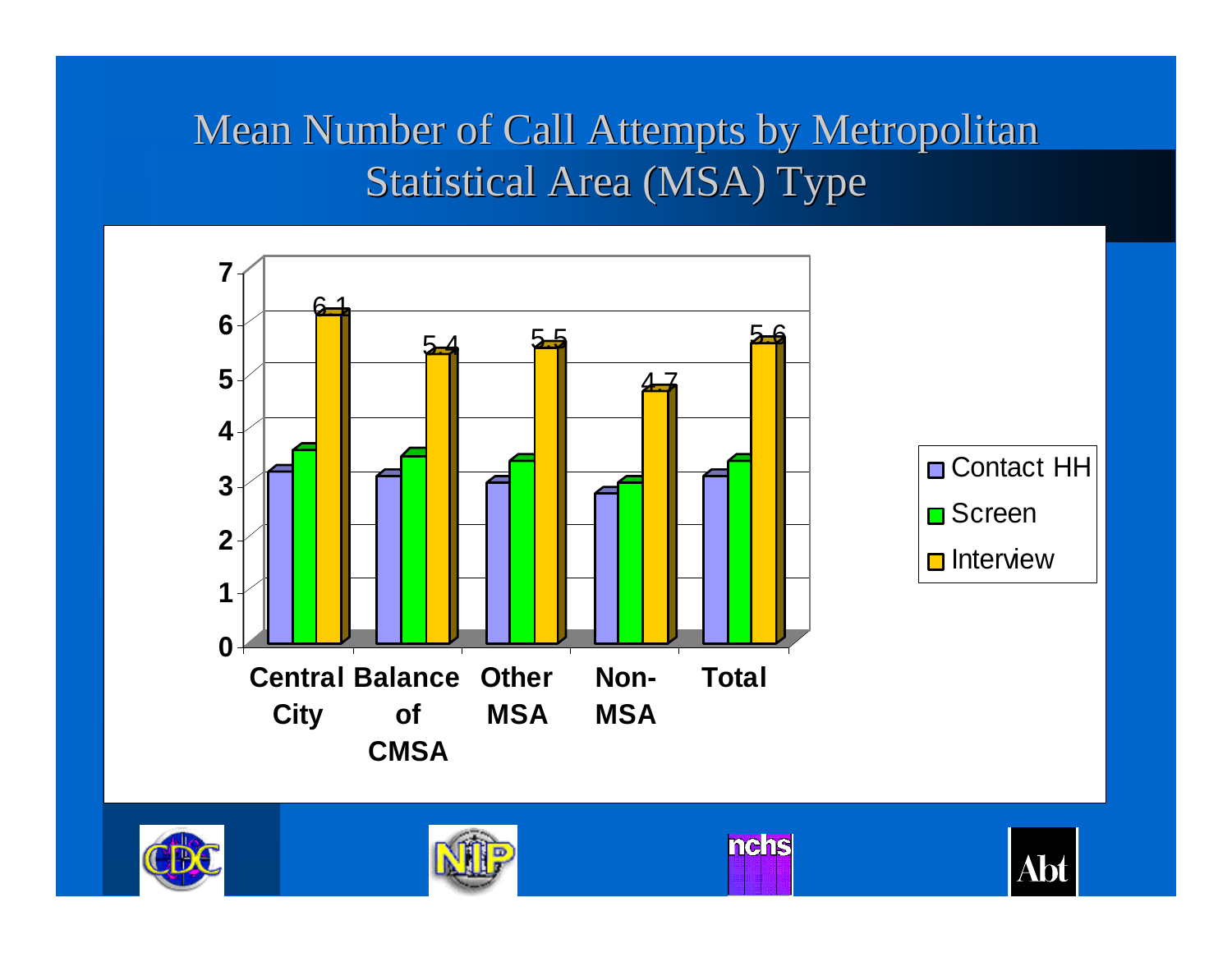# Mean Number of Call Attempts by Metropolitan Statistical Area (MSA) Type

| | Contact HH | Screen | Interview |
|---|---|---|---|
| Central City | | | 6.1 |
| Balance of CMSA | | | 5.4 |
| Other MSA | | | 5.5 |
| Non-MSA | | | 4.7 |
| Total | | | 5.6 |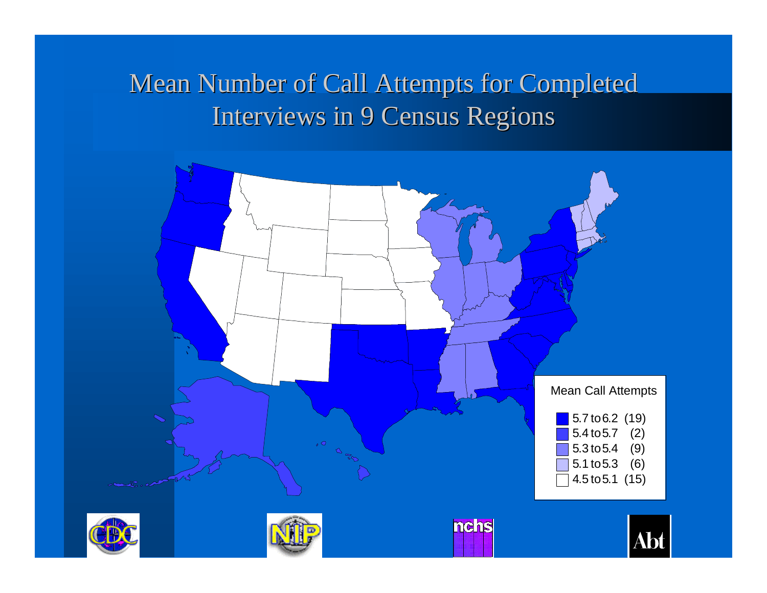# Mean Number of Call Attempts for Completed Interviews in 9 Census Regions

**Mean Call Attempts**

| Range | Count |
| --- | --- |
| 5.7 to 6.2 | (19) |
| 5.4 to 5.7 | (2) |
| 5.3 to 5.4 | (9) |
| 5.1 to 5.3 | (6) |
| 4.5 to 5.1 | (15) |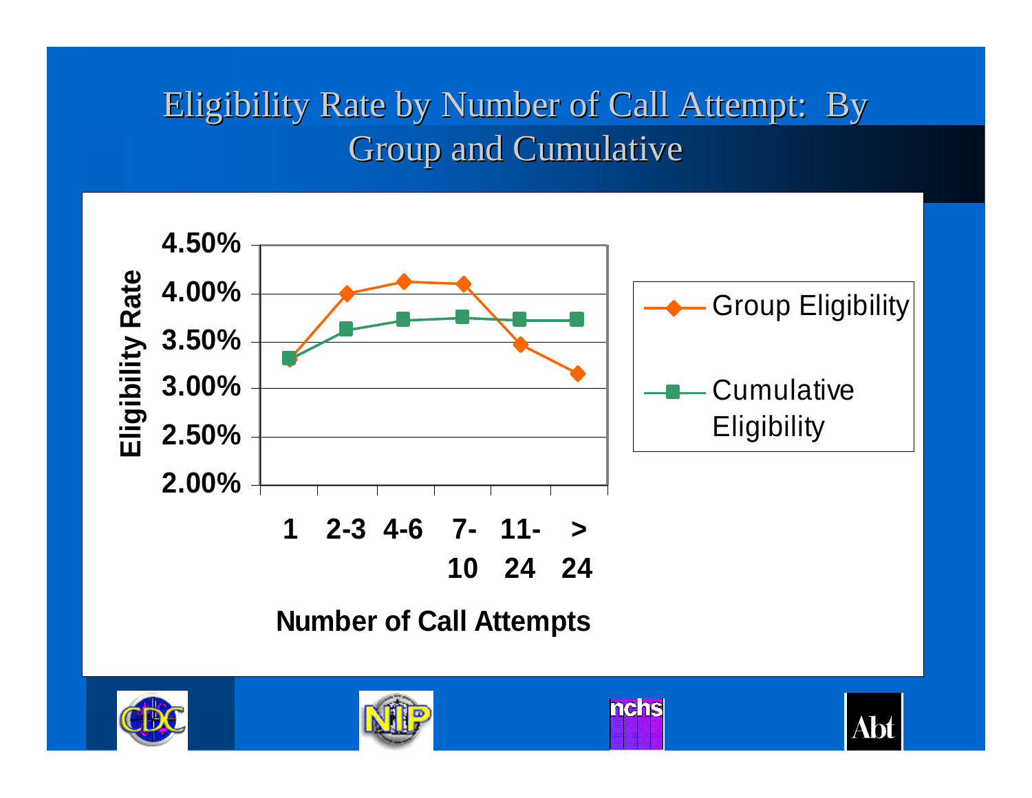# Eligibility Rate by Number of Call Attempt: By Group and Cumulative

Eligibility Rate

4.50%
4.00%
3.50%
3.00%
2.50%
2.00%

1 | 2-3 | 4-6 | 7-10 | 11-24 | > 24

Number of Call Attempts

- Group Eligibility
- Cumulative Eligibility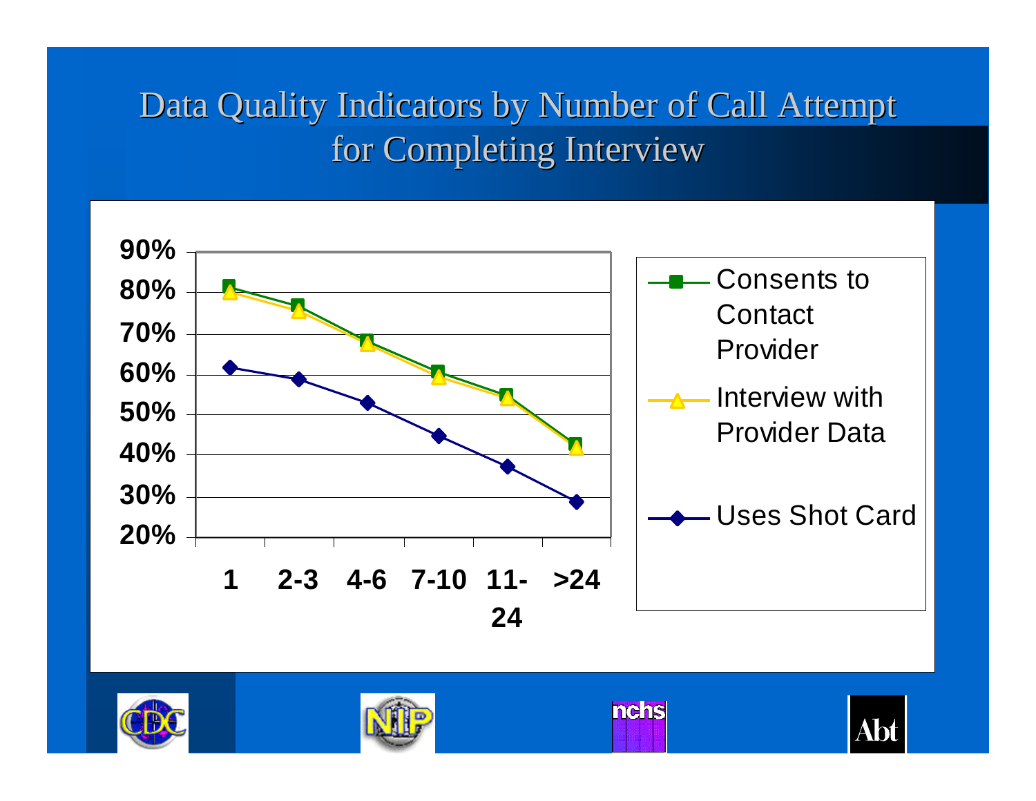# Data Quality Indicators by Number of Call Attempt for Completing Interview

| Number of Call Attempts | Consents to Contact Provider | Interview with Provider Data | Uses Shot Card |
|---|---|---|---|
| 1 | ~81% | ~80% | ~62% |
| 2-3 | ~77% | ~75% | ~59% |
| 4-6 | ~68% | ~67% | ~53% |
| 7-10 | ~61% | ~59% | ~45% |
| 11-24 | ~55% | ~54% | ~37% |
| >24 | ~43% | ~42% | ~29% |

*Values are approximate, read from the chart (y-axis: 20%–90%).*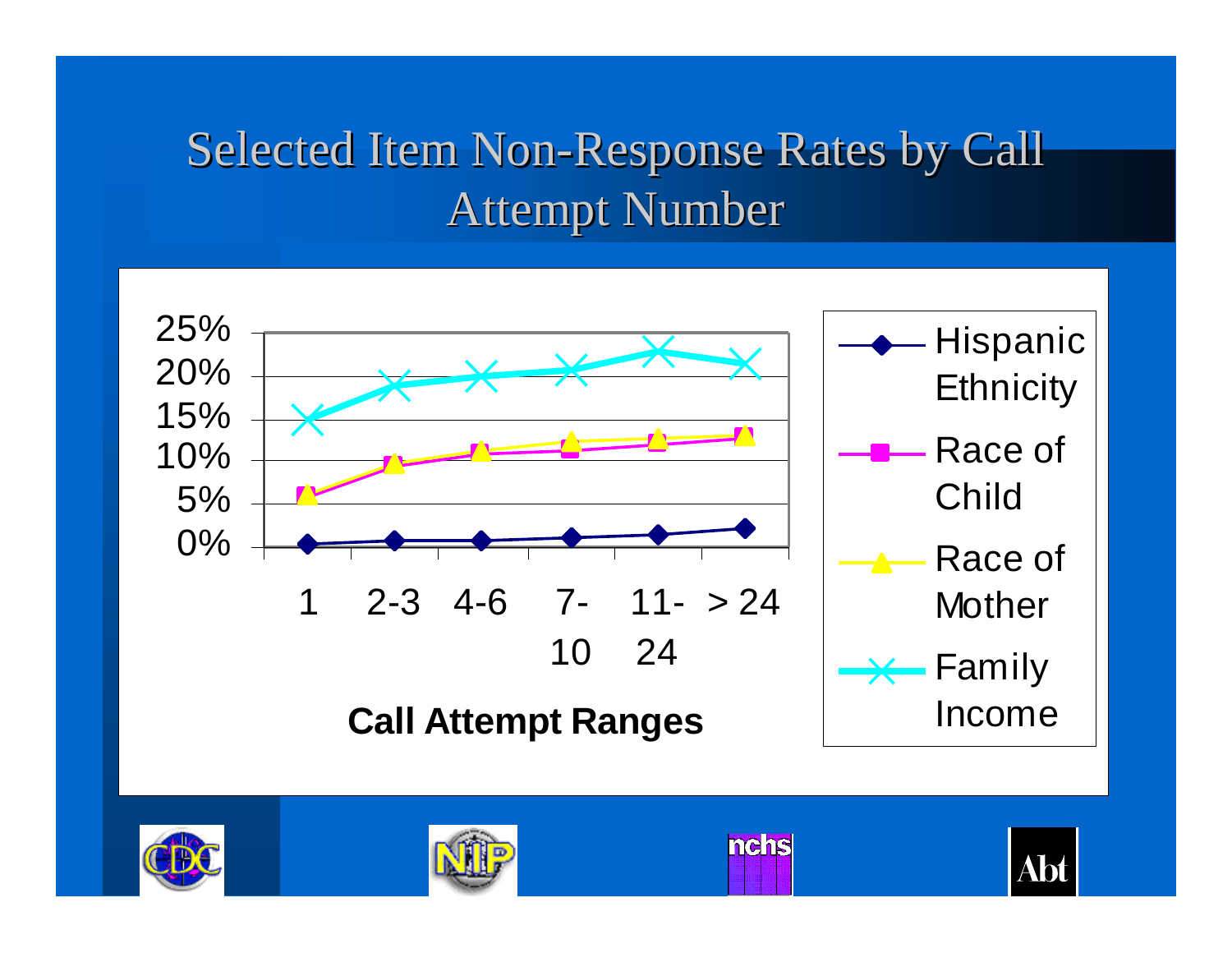# Selected Item Non-Response Rates by Call Attempt Number

Call Attempt Ranges: 1, 2-3, 4-6, 7-10, 11-24, > 24

Legend: Hispanic Ethnicity; Race of Child; Race of Mother; Family Income

Y-axis: 0%, 5%, 10%, 15%, 20%, 25%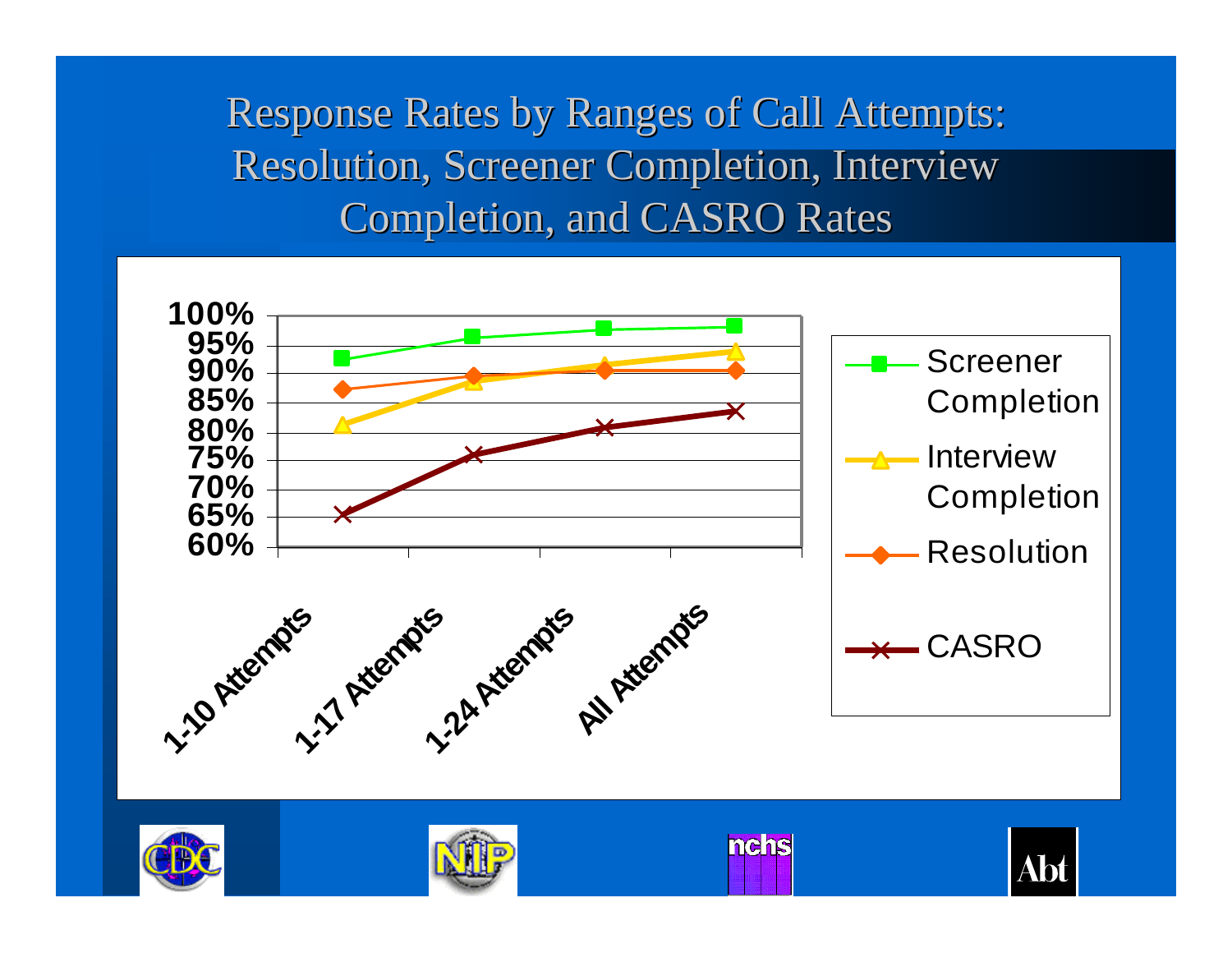# Response Rates by Ranges of Call Attempts: Resolution, Screener Completion, Interview Completion, and CASRO Rates

100%
95%
90%
85%
80%
75%
70%
65%
60%

1-10 Attempts
1-17 Attempts
1-24 Attempts
All Attempts

- Screener Completion
- Interview Completion
- Resolution
- CASRO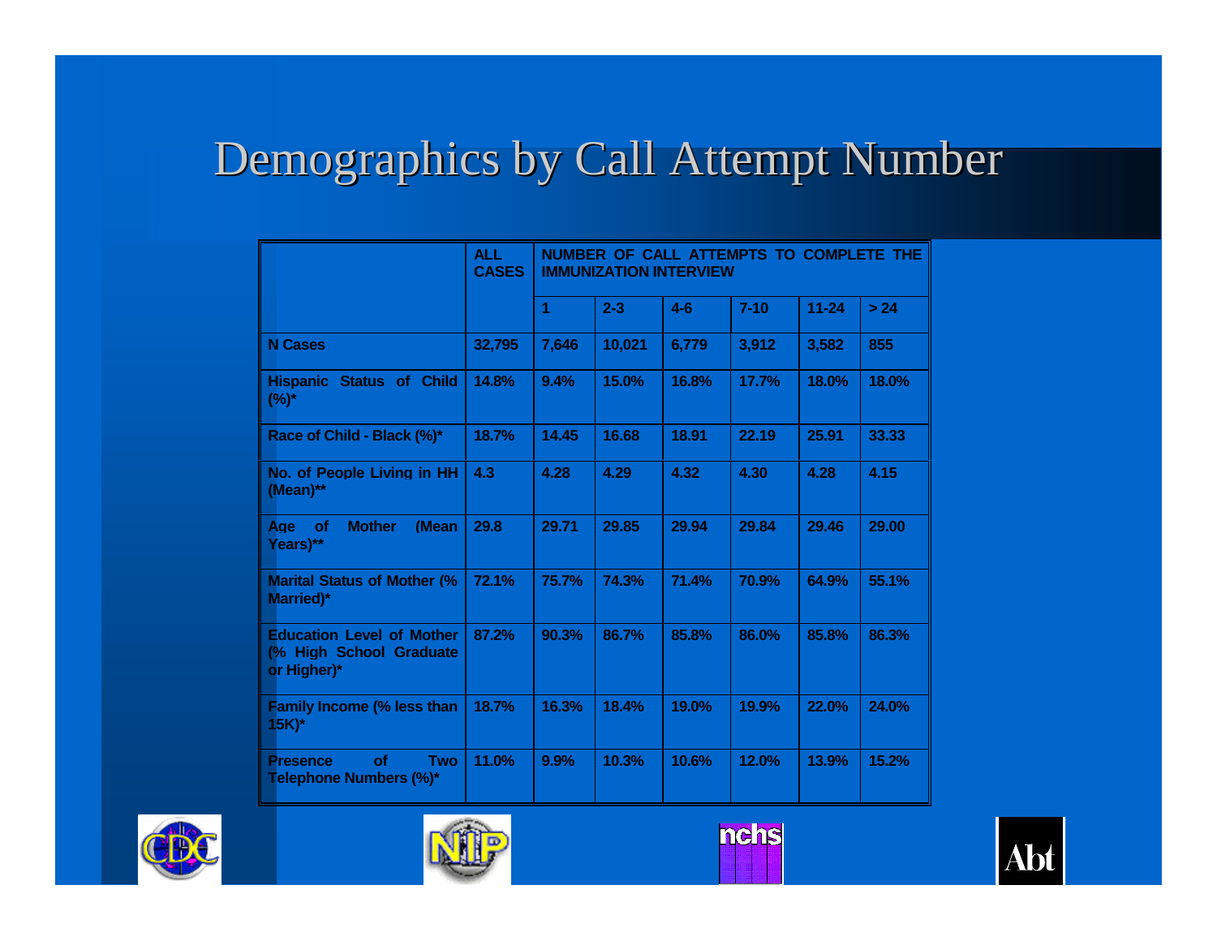# Demographics by Call Attempt Number

| | ALL CASES | NUMBER OF CALL ATTEMPTS TO COMPLETE THE IMMUNIZATION INTERVIEW | | | | | |
|---|---|---|---|---|---|---|---|
| | | 1 | 2-3 | 4-6 | 7-10 | 11-24 | > 24 |
| N Cases | 32,795 | 7,646 | 10,021 | 6,779 | 3,912 | 3,582 | 855 |
| Hispanic Status of Child (%)* | 14.8% | 9.4% | 15.0% | 16.8% | 17.7% | 18.0% | 18.0% |
| Race of Child - Black (%)* | 18.7% | 14.45 | 16.68 | 18.91 | 22.19 | 25.91 | 33.33 |
| No. of People Living in HH (Mean)** | 4.3 | 4.28 | 4.29 | 4.32 | 4.30 | 4.28 | 4.15 |
| Age of Mother (Mean Years)** | 29.8 | 29.71 | 29.85 | 29.94 | 29.84 | 29.46 | 29.00 |
| Marital Status of Mother (% Married)* | 72.1% | 75.7% | 74.3% | 71.4% | 70.9% | 64.9% | 55.1% |
| Education Level of Mother (% High School Graduate or Higher)* | 87.2% | 90.3% | 86.7% | 85.8% | 86.0% | 85.8% | 86.3% |
| Family Income (% less than 15K)* | 18.7% | 16.3% | 18.4% | 19.0% | 19.9% | 22.0% | 24.0% |
| Presence of Two Telephone Numbers (%)* | 11.0% | 9.9% | 10.3% | 10.6% | 12.0% | 13.9% | 15.2% |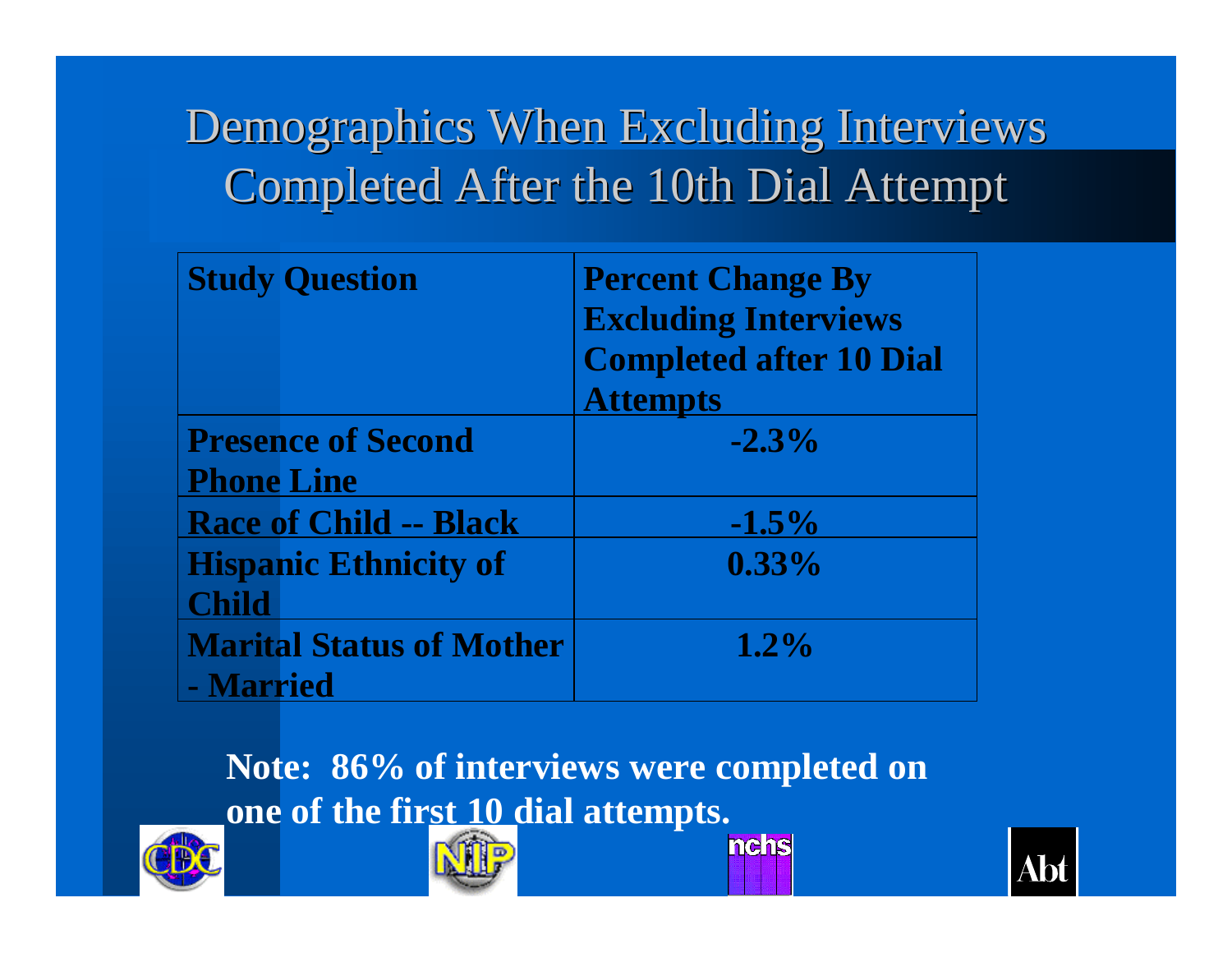# Demographics When Excluding Interviews Completed After the 10th Dial Attempt

| Study Question | Percent Change By Excluding Interviews Completed after 10 Dial Attempts |
|---|---|
| Presence of Second Phone Line | -2.3% |
| Race of Child -- Black | -1.5% |
| Hispanic Ethnicity of Child | 0.33% |
| Marital Status of Mother - Married | 1.2% |

**Note: 86% of interviews were completed on one of the first 10 dial attempts.**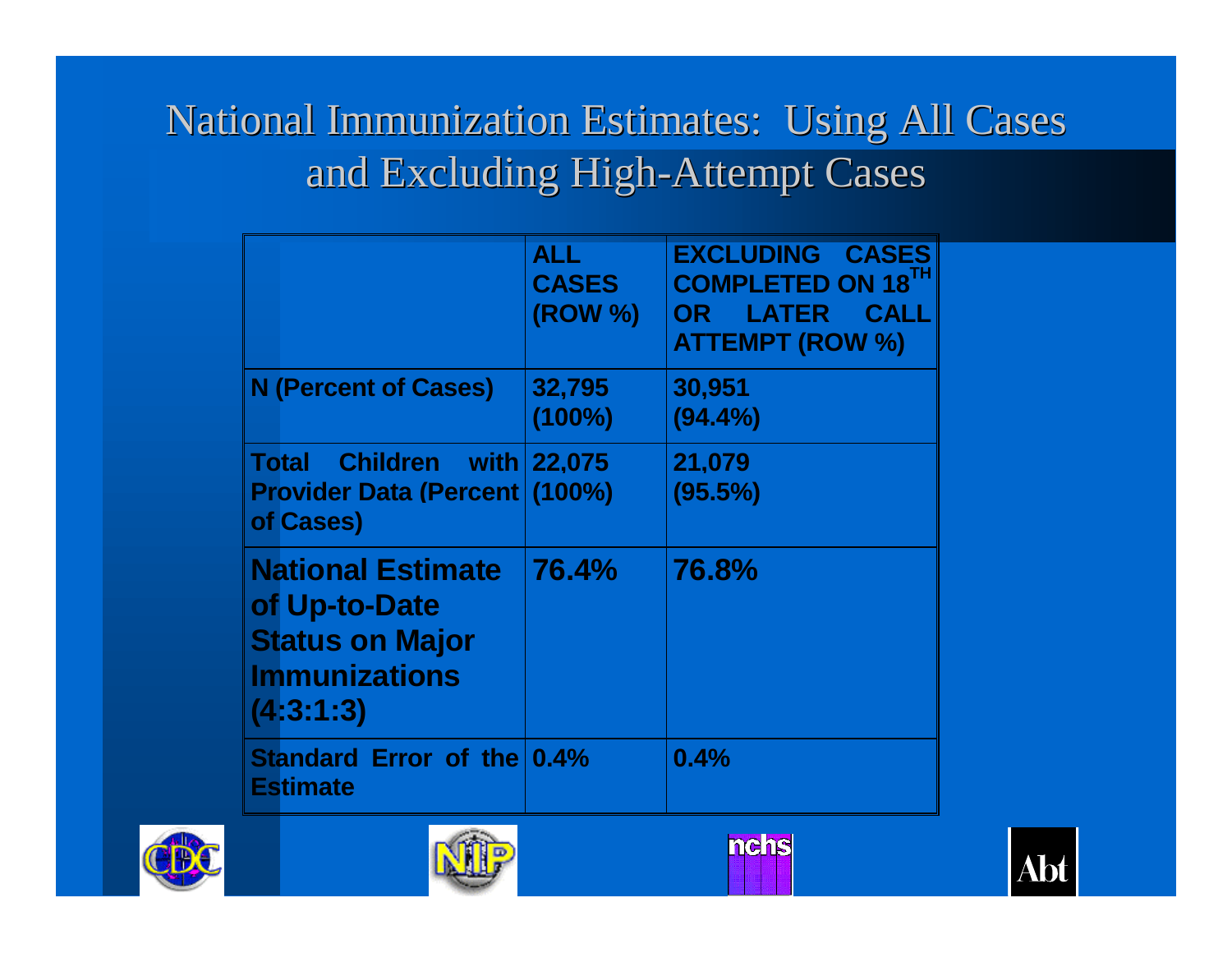# National Immunization Estimates: Using All Cases and Excluding High-Attempt Cases

| | ALL CASES (ROW %) | EXCLUDING CASES COMPLETED ON 18TH OR LATER CALL ATTEMPT (ROW %) |
|---|---|---|
| N (Percent of Cases) | 32,795 (100%) | 30,951 (94.4%) |
| Total Children with Provider Data (Percent of Cases) | 22,075 (100%) | 21,079 (95.5%) |
| National Estimate of Up-to-Date Status on Major Immunizations (4:3:1:3) | 76.4% | 76.8% |
| Standard Error of the Estimate | 0.4% | 0.4% |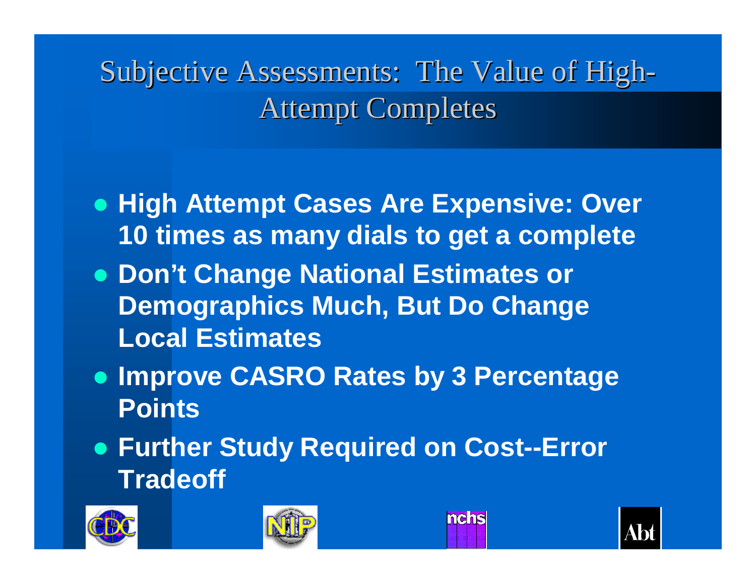# Subjective Assessments: The Value of High-Attempt Completes

- **High Attempt Cases Are Expensive: Over 10 times as many dials to get a complete**
- **Don't Change National Estimates or Demographics Much, But Do Change Local Estimates**
- **Improve CASRO Rates by 3 Percentage Points**
- **Further Study Required on Cost--Error Tradeoff**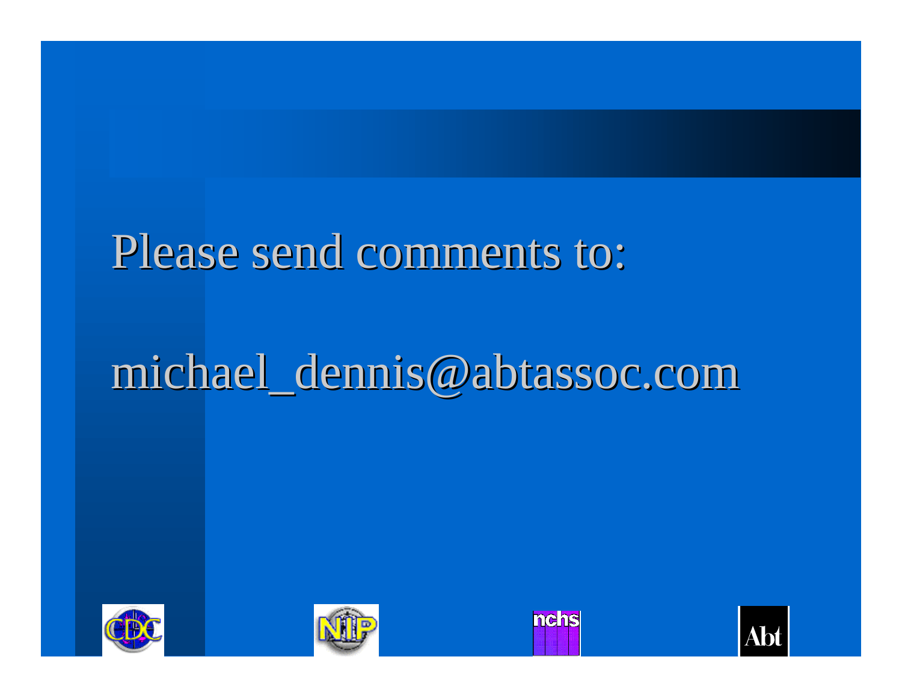Please send comments to:

michael_dennis@abtassoc.com